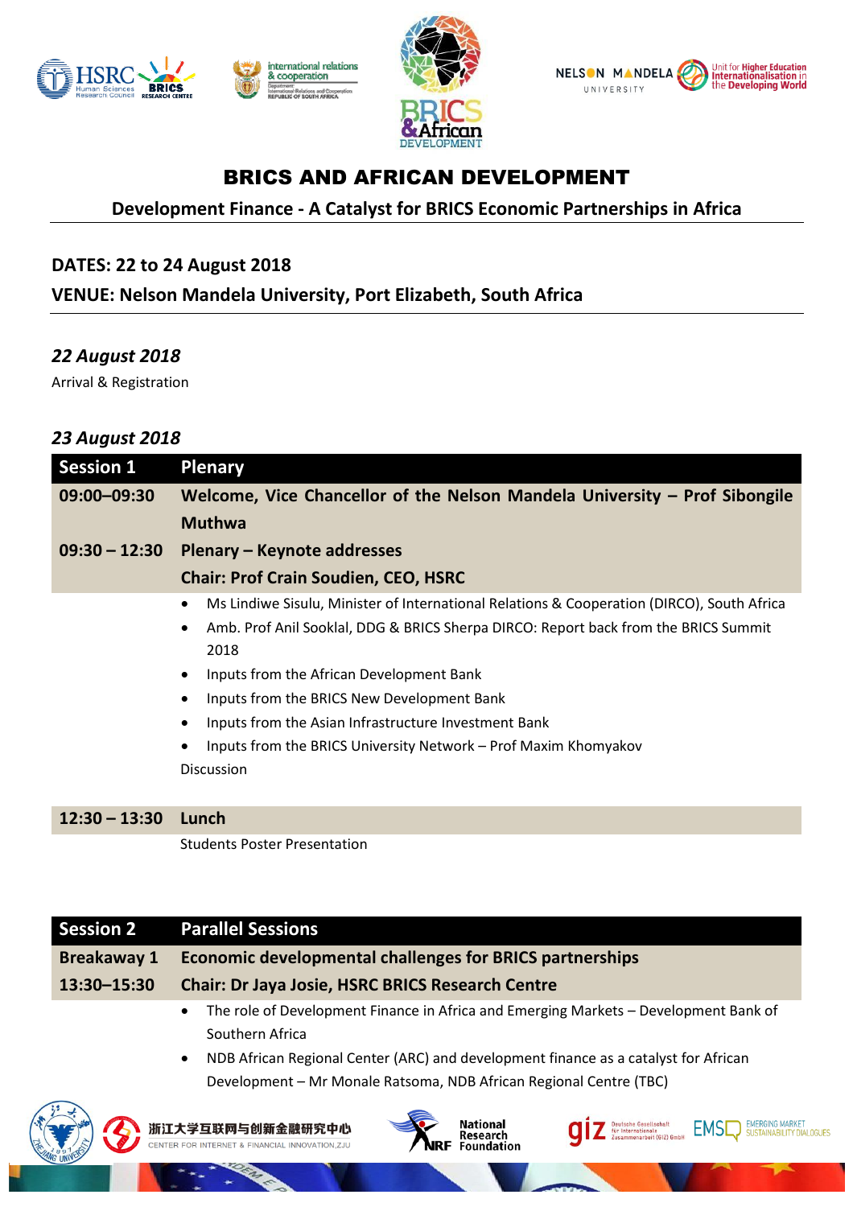# BRICS AND AFRICAN DEVELOPMENT

## Development Finance - A Catalyst for BRICS Economic Partnerships in Africa

**DATES: 22 to 24 August 2018**

**VENUE: Nelson Mandela University, Port Elizabeth, South Africa**

### *22 August 2018*

Arrival & Registration

### *23 August 2018*

| Session 1 | Plenary |
|---|---|
| **09:00–09:30** | **Welcome, Vice Chancellor of the Nelson Mandela University – Prof Sibongile Muthwa** |
| **09:30 – 12:30** | **Plenary – Keynote addresses** <br> **Chair: Prof Crain Soudien, CEO, HSRC** |
| | • Ms Lindiwe Sisulu, Minister of International Relations & Cooperation (DIRCO), South Africa <br> • Amb. Prof Anil Sooklal, DDG & BRICS Sherpa DIRCO: Report back from the BRICS Summit 2018 <br> • Inputs from the African Development Bank <br> • Inputs from the BRICS New Development Bank <br> • Inputs from the Asian Infrastructure Investment Bank <br> • Inputs from the BRICS University Network – Prof Maxim Khomyakov <br> Discussion |
| **12:30 – 13:30** | **Lunch** |
| | Students Poster Presentation |

| Session 2 | Parallel Sessions |
|---|---|
| **Breakaway 1** | **Economic developmental challenges for BRICS partnerships** |
| **13:30–15:30** | **Chair: Dr Jaya Josie, HSRC BRICS Research Centre** |
| | • The role of Development Finance in Africa and Emerging Markets – Development Bank of Southern Africa <br> • NDB African Regional Center (ARC) and development finance as a catalyst for African Development – Mr Monale Ratsoma, NDB African Regional Centre (TBC) |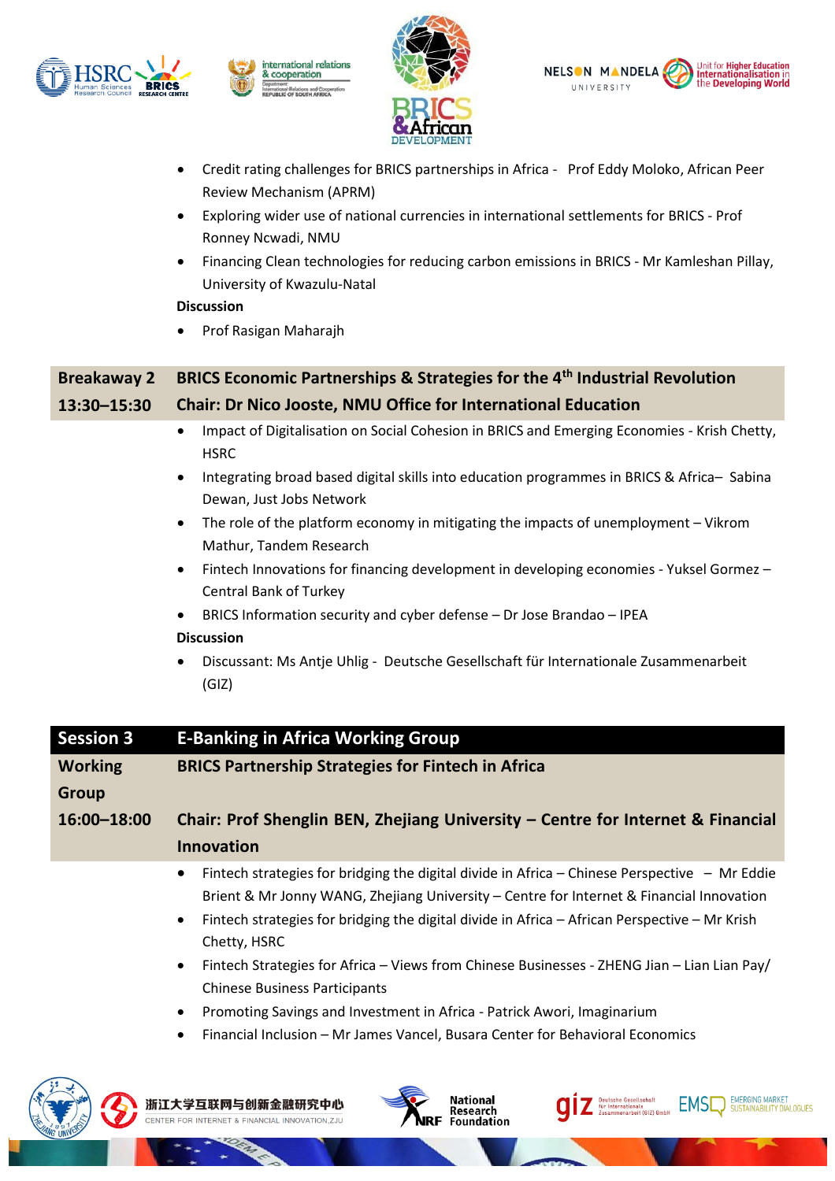- Credit rating challenges for BRICS partnerships in Africa - Prof Eddy Moloko, African Peer Review Mechanism (APRM)
- Exploring wider use of national currencies in international settlements for BRICS - Prof Ronney Ncwadi, NMU
- Financing Clean technologies for reducing carbon emissions in BRICS - Mr Kamleshan Pillay, University of Kwazulu-Natal

**Discussion**

- Prof Rasigan Maharajh

| **Breakaway 2** | **BRICS Economic Partnerships & Strategies for the 4th Industrial Revolution** |
| --- | --- |
| **13:30–15:30** | **Chair: Dr Nico Jooste, NMU Office for International Education** |

- Impact of Digitalisation on Social Cohesion in BRICS and Emerging Economies - Krish Chetty, HSRC
- Integrating broad based digital skills into education programmes in BRICS & Africa– Sabina Dewan, Just Jobs Network
- The role of the platform economy in mitigating the impacts of unemployment – Vikrom Mathur, Tandem Research
- Fintech Innovations for financing development in developing economies - Yuksel Gormez – Central Bank of Turkey
- BRICS Information security and cyber defense – Dr Jose Brandao – IPEA

**Discussion**

- Discussant: Ms Antje Uhlig - Deutsche Gesellschaft für Internationale Zusammenarbeit (GIZ)

| **Session 3** | **E-Banking in Africa Working Group** |
| --- | --- |
| **Working Group** | **BRICS Partnership Strategies for Fintech in Africa** |
| **16:00–18:00** | **Chair: Prof Shenglin BEN, Zhejiang University – Centre for Internet & Financial Innovation** |

- Fintech strategies for bridging the digital divide in Africa – Chinese Perspective – Mr Eddie Brient & Mr Jonny WANG, Zhejiang University – Centre for Internet & Financial Innovation
- Fintech strategies for bridging the digital divide in Africa – African Perspective – Mr Krish Chetty, HSRC
- Fintech Strategies for Africa – Views from Chinese Businesses - ZHENG Jian – Lian Lian Pay/ Chinese Business Participants
- Promoting Savings and Investment in Africa - Patrick Awori, Imaginarium
- Financial Inclusion – Mr James Vancel, Busara Center for Behavioral Economics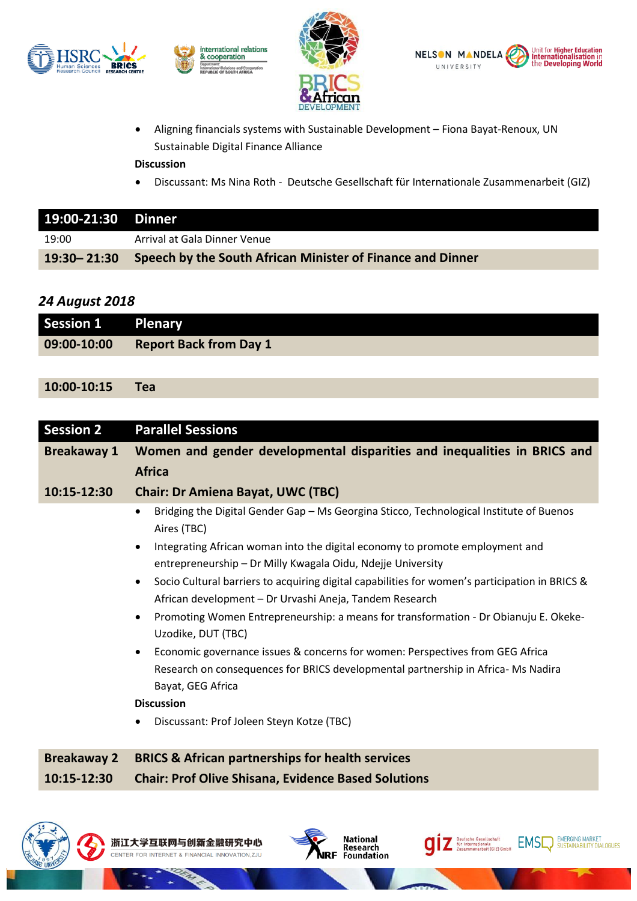- Aligning financials systems with Sustainable Development – Fiona Bayat-Renoux, UN Sustainable Digital Finance Alliance

**Discussion**

- Discussant: Ms Nina Roth - Deutsche Gesellschaft für Internationale Zusammenarbeit (GIZ)

| 19:00-21:30 | Dinner |
|---|---|
| 19:00 | Arrival at Gala Dinner Venue |
| **19:30– 21:30** | **Speech by the South African Minister of Finance and Dinner** |

### *24 August 2018*

| Session 1 | Plenary |
|---|---|
| **09:00-10:00** | **Report Back from Day 1** |

| **10:00-10:15** | **Tea** |
|---|---|

| Session 2 | Parallel Sessions |
|---|---|
| **Breakaway 1** | **Women and gender developmental disparities and inequalities in BRICS and Africa** |
| **10:15-12:30** | **Chair: Dr Amiena Bayat, UWC (TBC)** |

- Bridging the Digital Gender Gap – Ms Georgina Sticco, Technological Institute of Buenos Aires (TBC)
- Integrating African woman into the digital economy to promote employment and entrepreneurship – Dr Milly Kwagala Oidu, Ndejje University
- Socio Cultural barriers to acquiring digital capabilities for women's participation in BRICS & African development – Dr Urvashi Aneja, Tandem Research
- Promoting Women Entrepreneurship: a means for transformation - Dr Obianuju E. Okeke-Uzodike, DUT (TBC)
- Economic governance issues & concerns for women: Perspectives from GEG Africa Research on consequences for BRICS developmental partnership in Africa- Ms Nadira Bayat, GEG Africa

**Discussion**

- Discussant: Prof Joleen Steyn Kotze (TBC)

| Breakaway 2 | BRICS & African partnerships for health services |
|---|---|
| **10:15-12:30** | **Chair: Prof Olive Shisana, Evidence Based Solutions** |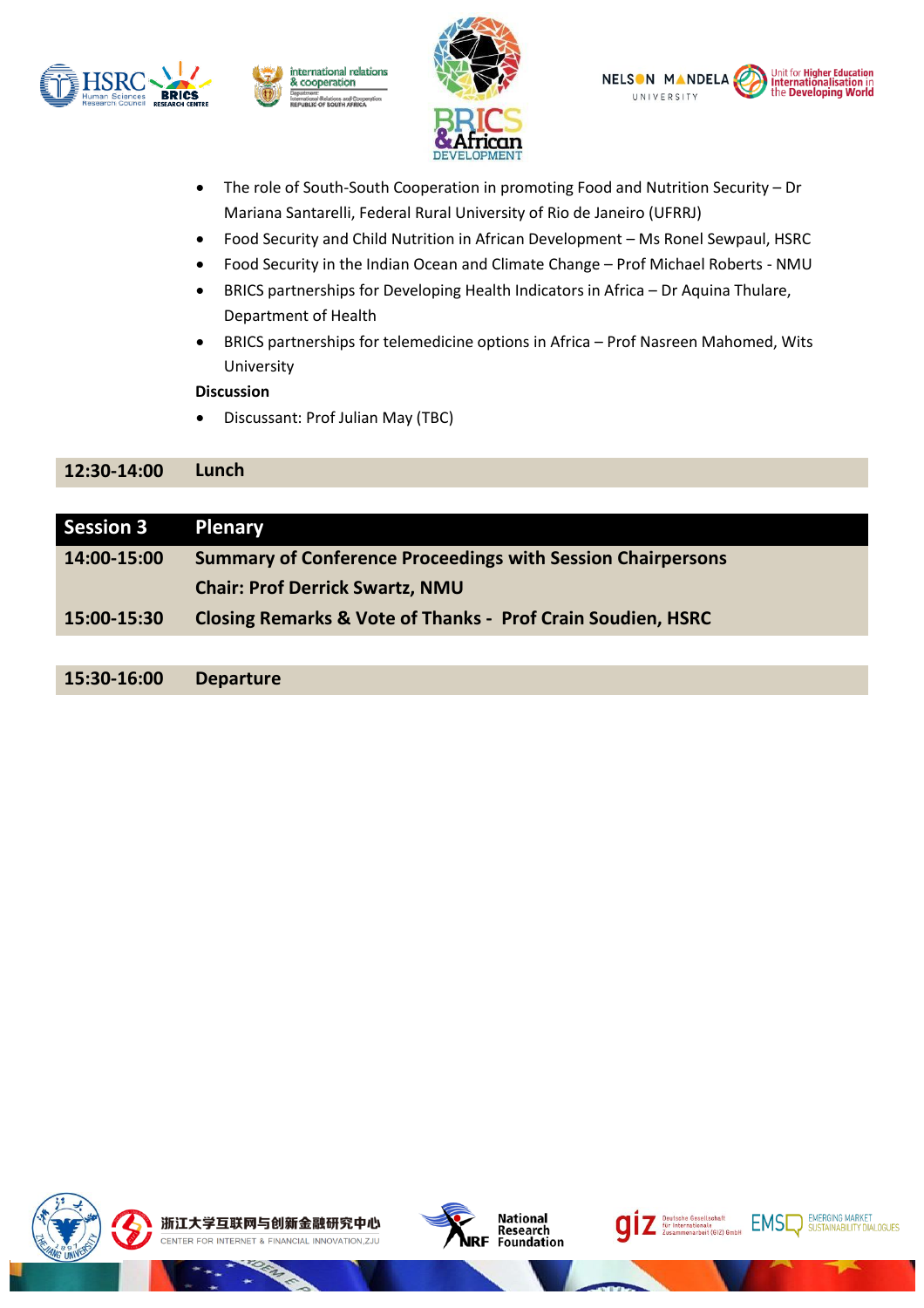- The role of South-South Cooperation in promoting Food and Nutrition Security – Dr Mariana Santarelli, Federal Rural University of Rio de Janeiro (UFRRJ)
- Food Security and Child Nutrition in African Development – Ms Ronel Sewpaul, HSRC
- Food Security in the Indian Ocean and Climate Change – Prof Michael Roberts - NMU
- BRICS partnerships for Developing Health Indicators in Africa – Dr Aquina Thulare, Department of Health
- BRICS partnerships for telemedicine options in Africa – Prof Nasreen Mahomed, Wits University

**Discussion**

- Discussant: Prof Julian May (TBC)

| | |
|---|---|
| **12:30-14:00** | **Lunch** |

| **Session 3** | **Plenary** |
|---|---|
| **14:00-15:00** | **Summary of Conference Proceedings with Session Chairpersons** |
| | **Chair: Prof Derrick Swartz, NMU** |
| **15:00-15:30** | **Closing Remarks & Vote of Thanks - Prof Crain Soudien, HSRC** |

| | |
|---|---|
| **15:30-16:00** | **Departure** |